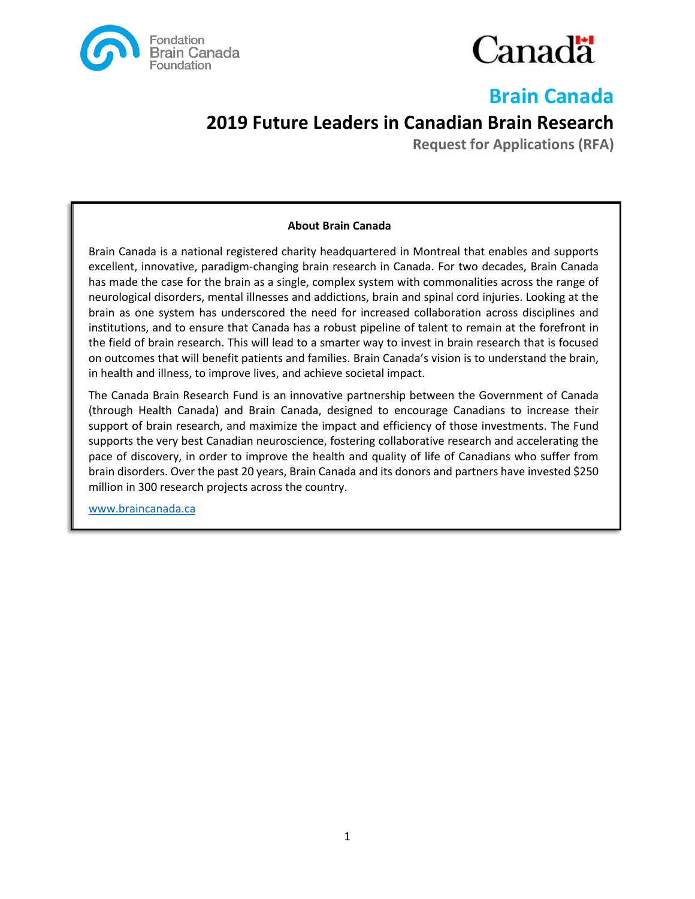Fondation Brain Canada Foundation

Canada

# Brain Canada

## 2019 Future Leaders in Canadian Brain Research

**Request for Applications (RFA)**

**About Brain Canada**

Brain Canada is a national registered charity headquartered in Montreal that enables and supports excellent, innovative, paradigm-changing brain research in Canada. For two decades, Brain Canada has made the case for the brain as a single, complex system with commonalities across the range of neurological disorders, mental illnesses and addictions, brain and spinal cord injuries. Looking at the brain as one system has underscored the need for increased collaboration across disciplines and institutions, and to ensure that Canada has a robust pipeline of talent to remain at the forefront in the field of brain research. This will lead to a smarter way to invest in brain research that is focused on outcomes that will benefit patients and families. Brain Canada's vision is to understand the brain, in health and illness, to improve lives, and achieve societal impact.

The Canada Brain Research Fund is an innovative partnership between the Government of Canada (through Health Canada) and Brain Canada, designed to encourage Canadians to increase their support of brain research, and maximize the impact and efficiency of those investments. The Fund supports the very best Canadian neuroscience, fostering collaborative research and accelerating the pace of discovery, in order to improve the health and quality of life of Canadians who suffer from brain disorders. Over the past 20 years, Brain Canada and its donors and partners have invested $250 million in 300 research projects across the country.

www.braincanada.ca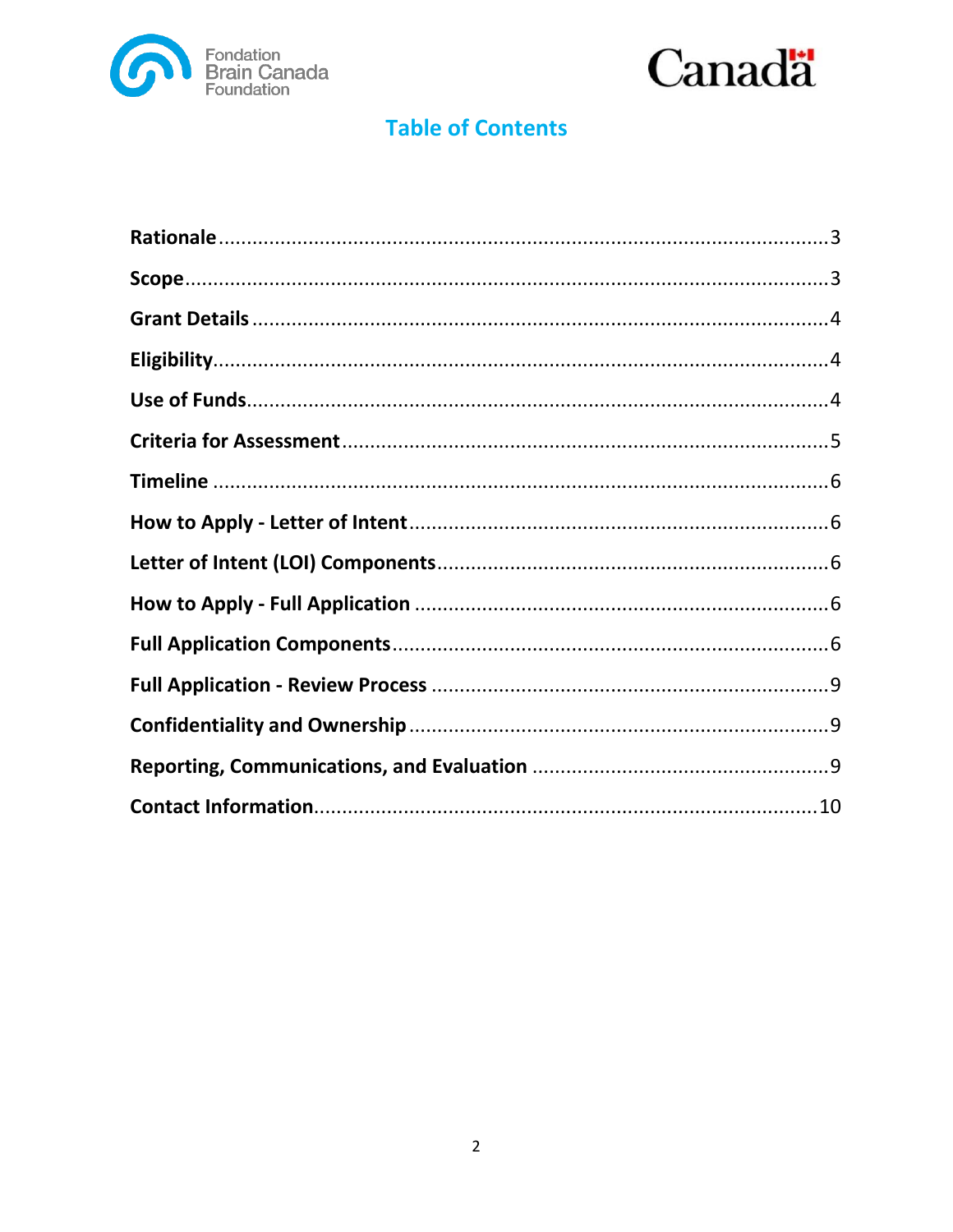# Table of Contents

| Section | Page |
| --- | --- |
| **Rationale** | 3 |
| **Scope** | 3 |
| **Grant Details** | 4 |
| **Eligibility** | 4 |
| **Use of Funds** | 4 |
| **Criteria for Assessment** | 5 |
| **Timeline** | 6 |
| **How to Apply - Letter of Intent** | 6 |
| **Letter of Intent (LOI) Components** | 6 |
| **How to Apply - Full Application** | 6 |
| **Full Application Components** | 6 |
| **Full Application - Review Process** | 9 |
| **Confidentiality and Ownership** | 9 |
| **Reporting, Communications, and Evaluation** | 9 |
| **Contact Information** | 10 |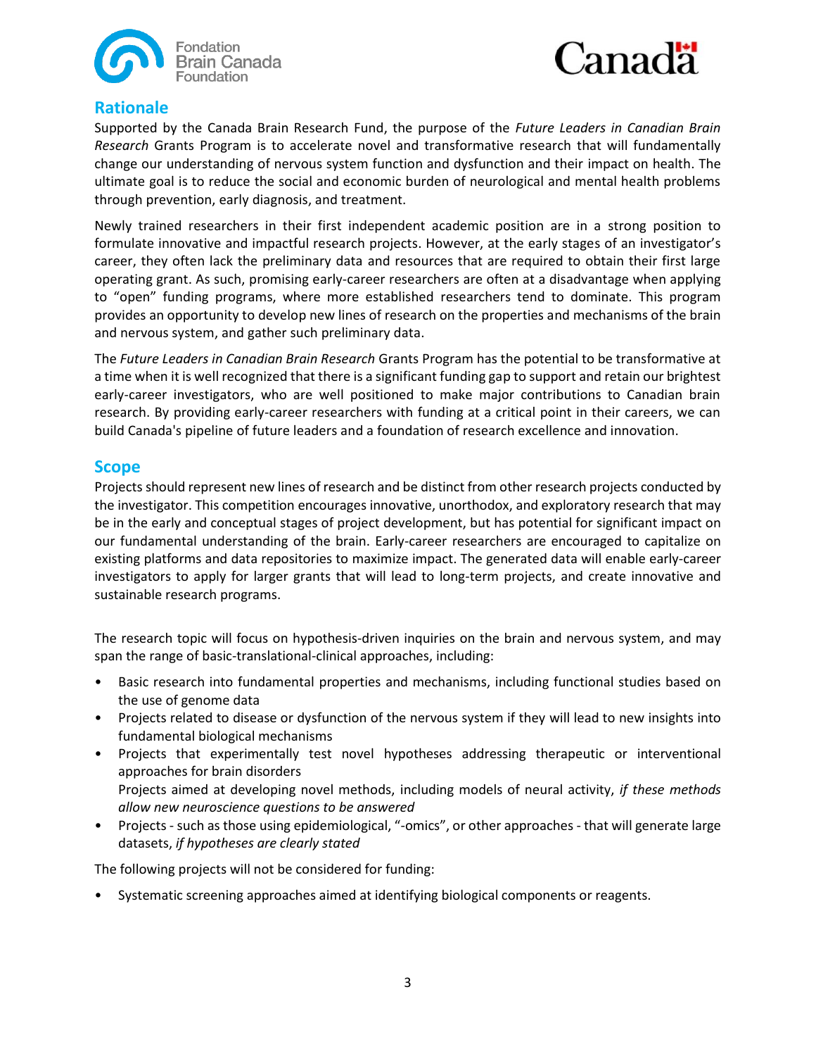## Rationale

Supported by the Canada Brain Research Fund, the purpose of the *Future Leaders in Canadian Brain Research* Grants Program is to accelerate novel and transformative research that will fundamentally change our understanding of nervous system function and dysfunction and their impact on health. The ultimate goal is to reduce the social and economic burden of neurological and mental health problems through prevention, early diagnosis, and treatment.

Newly trained researchers in their first independent academic position are in a strong position to formulate innovative and impactful research projects. However, at the early stages of an investigator's career, they often lack the preliminary data and resources that are required to obtain their first large operating grant. As such, promising early-career researchers are often at a disadvantage when applying to "open" funding programs, where more established researchers tend to dominate. This program provides an opportunity to develop new lines of research on the properties and mechanisms of the brain and nervous system, and gather such preliminary data.

The *Future Leaders in Canadian Brain Research* Grants Program has the potential to be transformative at a time when it is well recognized that there is a significant funding gap to support and retain our brightest early-career investigators, who are well positioned to make major contributions to Canadian brain research. By providing early-career researchers with funding at a critical point in their careers, we can build Canada's pipeline of future leaders and a foundation of research excellence and innovation.

## Scope

Projects should represent new lines of research and be distinct from other research projects conducted by the investigator. This competition encourages innovative, unorthodox, and exploratory research that may be in the early and conceptual stages of project development, but has potential for significant impact on our fundamental understanding of the brain. Early-career researchers are encouraged to capitalize on existing platforms and data repositories to maximize impact. The generated data will enable early-career investigators to apply for larger grants that will lead to long-term projects, and create innovative and sustainable research programs.

The research topic will focus on hypothesis-driven inquiries on the brain and nervous system, and may span the range of basic-translational-clinical approaches, including:

- Basic research into fundamental properties and mechanisms, including functional studies based on the use of genome data
- Projects related to disease or dysfunction of the nervous system if they will lead to new insights into fundamental biological mechanisms
- Projects that experimentally test novel hypotheses addressing therapeutic or interventional approaches for brain disorders
  Projects aimed at developing novel methods, including models of neural activity, *if these methods allow new neuroscience questions to be answered*
- Projects - such as those using epidemiological, "-omics", or other approaches - that will generate large datasets, *if hypotheses are clearly stated*

The following projects will not be considered for funding:

- Systematic screening approaches aimed at identifying biological components or reagents.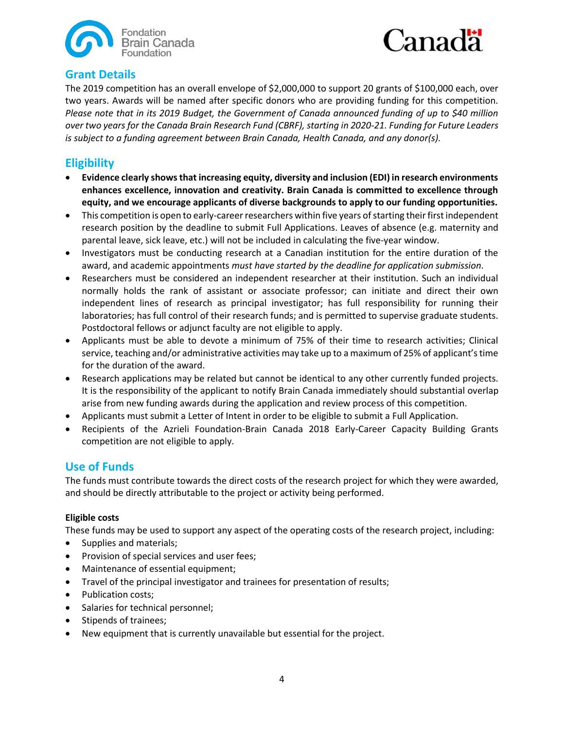## Grant Details

The 2019 competition has an overall envelope of $2,000,000 to support 20 grants of $100,000 each, over two years. Awards will be named after specific donors who are providing funding for this competition. *Please note that in its 2019 Budget, the Government of Canada announced funding of up to $40 million over two years for the Canada Brain Research Fund (CBRF), starting in 2020-21. Funding for Future Leaders is subject to a funding agreement between Brain Canada, Health Canada, and any donor(s).*

## Eligibility

- **Evidence clearly shows that increasing equity, diversity and inclusion (EDI) in research environments enhances excellence, innovation and creativity. Brain Canada is committed to excellence through equity, and we encourage applicants of diverse backgrounds to apply to our funding opportunities.**
- This competition is open to early-career researchers within five years of starting their first independent research position by the deadline to submit Full Applications. Leaves of absence (e.g. maternity and parental leave, sick leave, etc.) will not be included in calculating the five-year window.
- Investigators must be conducting research at a Canadian institution for the entire duration of the award, and academic appointments *must have started by the deadline for application submission*.
- Researchers must be considered an independent researcher at their institution. Such an individual normally holds the rank of assistant or associate professor; can initiate and direct their own independent lines of research as principal investigator; has full responsibility for running their laboratories; has full control of their research funds; and is permitted to supervise graduate students. Postdoctoral fellows or adjunct faculty are not eligible to apply.
- Applicants must be able to devote a minimum of 75% of their time to research activities; Clinical service, teaching and/or administrative activities may take up to a maximum of 25% of applicant's time for the duration of the award.
- Research applications may be related but cannot be identical to any other currently funded projects. It is the responsibility of the applicant to notify Brain Canada immediately should substantial overlap arise from new funding awards during the application and review process of this competition.
- Applicants must submit a Letter of Intent in order to be eligible to submit a Full Application.
- Recipients of the Azrieli Foundation-Brain Canada 2018 Early-Career Capacity Building Grants competition are not eligible to apply.

## Use of Funds

The funds must contribute towards the direct costs of the research project for which they were awarded, and should be directly attributable to the project or activity being performed.

### Eligible costs

These funds may be used to support any aspect of the operating costs of the research project, including:

- Supplies and materials;
- Provision of special services and user fees;
- Maintenance of essential equipment;
- Travel of the principal investigator and trainees for presentation of results;
- Publication costs;
- Salaries for technical personnel;
- Stipends of trainees;
- New equipment that is currently unavailable but essential for the project.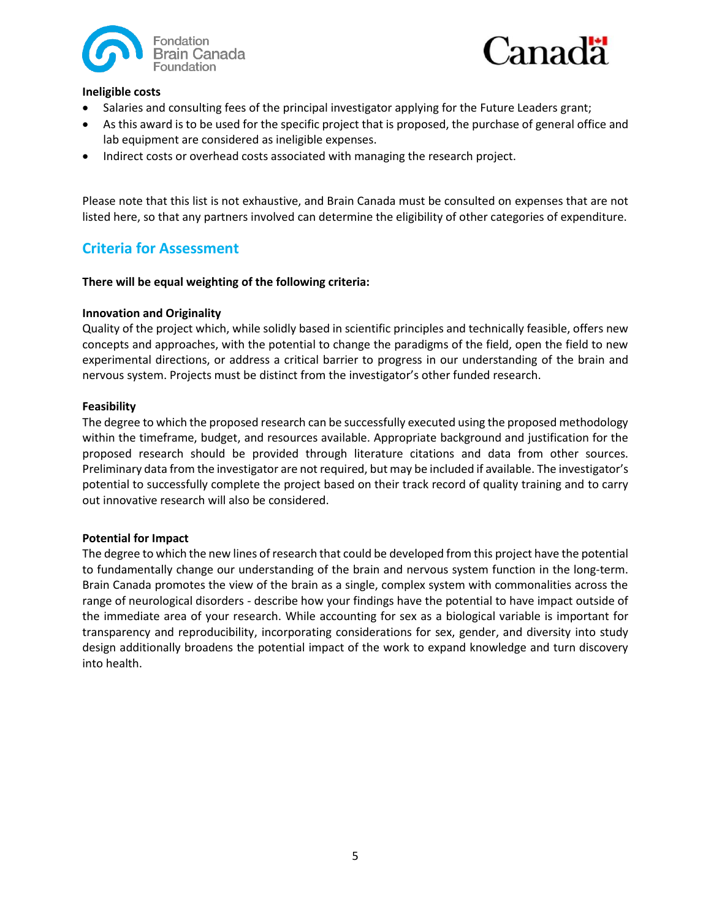**Ineligible costs**

- Salaries and consulting fees of the principal investigator applying for the Future Leaders grant;
- As this award is to be used for the specific project that is proposed, the purchase of general office and lab equipment are considered as ineligible expenses.
- Indirect costs or overhead costs associated with managing the research project.

Please note that this list is not exhaustive, and Brain Canada must be consulted on expenses that are not listed here, so that any partners involved can determine the eligibility of other categories of expenditure.

## Criteria for Assessment

**There will be equal weighting of the following criteria:**

**Innovation and Originality**
Quality of the project which, while solidly based in scientific principles and technically feasible, offers new concepts and approaches, with the potential to change the paradigms of the field, open the field to new experimental directions, or address a critical barrier to progress in our understanding of the brain and nervous system. Projects must be distinct from the investigator's other funded research.

**Feasibility**
The degree to which the proposed research can be successfully executed using the proposed methodology within the timeframe, budget, and resources available. Appropriate background and justification for the proposed research should be provided through literature citations and data from other sources. Preliminary data from the investigator are not required, but may be included if available. The investigator's potential to successfully complete the project based on their track record of quality training and to carry out innovative research will also be considered.

**Potential for Impact**
The degree to which the new lines of research that could be developed from this project have the potential to fundamentally change our understanding of the brain and nervous system function in the long-term. Brain Canada promotes the view of the brain as a single, complex system with commonalities across the range of neurological disorders - describe how your findings have the potential to have impact outside of the immediate area of your research. While accounting for sex as a biological variable is important for transparency and reproducibility, incorporating considerations for sex, gender, and diversity into study design additionally broadens the potential impact of the work to expand knowledge and turn discovery into health.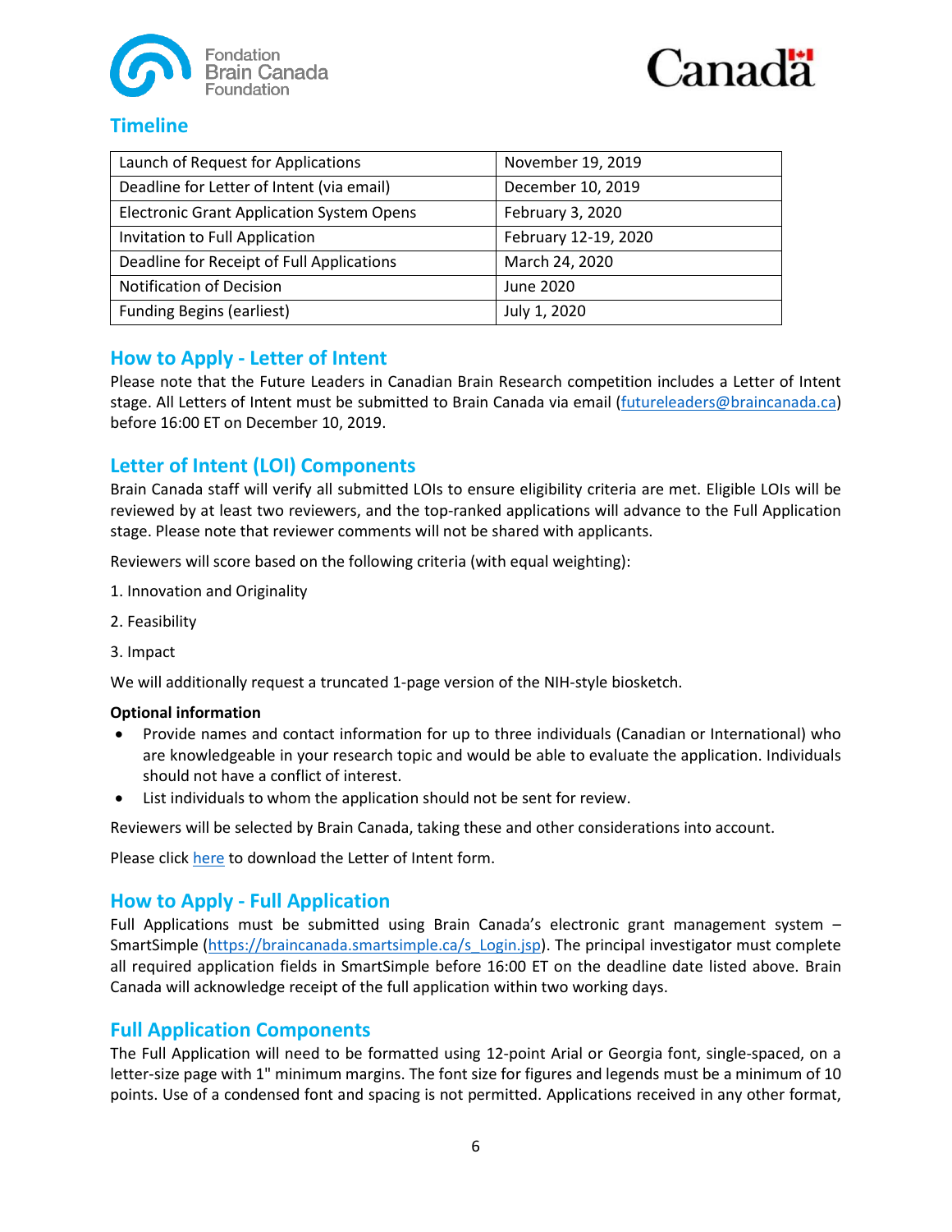## Timeline

| Launch of Request for Applications | November 19, 2019 |
|---|---|
| Deadline for Letter of Intent (via email) | December 10, 2019 |
| Electronic Grant Application System Opens | February 3, 2020 |
| Invitation to Full Application | February 12-19, 2020 |
| Deadline for Receipt of Full Applications | March 24, 2020 |
| Notification of Decision | June 2020 |
| Funding Begins (earliest) | July 1, 2020 |

## How to Apply - Letter of Intent

Please note that the Future Leaders in Canadian Brain Research competition includes a Letter of Intent stage. All Letters of Intent must be submitted to Brain Canada via email (futureleaders@braincanada.ca) before 16:00 ET on December 10, 2019.

## Letter of Intent (LOI) Components

Brain Canada staff will verify all submitted LOIs to ensure eligibility criteria are met. Eligible LOIs will be reviewed by at least two reviewers, and the top-ranked applications will advance to the Full Application stage. Please note that reviewer comments will not be shared with applicants.

Reviewers will score based on the following criteria (with equal weighting):

1. Innovation and Originality
2. Feasibility
3. Impact

We will additionally request a truncated 1-page version of the NIH-style biosketch.

**Optional information**

- Provide names and contact information for up to three individuals (Canadian or International) who are knowledgeable in your research topic and would be able to evaluate the application. Individuals should not have a conflict of interest.
- List individuals to whom the application should not be sent for review.

Reviewers will be selected by Brain Canada, taking these and other considerations into account.

Please click here to download the Letter of Intent form.

## How to Apply - Full Application

Full Applications must be submitted using Brain Canada's electronic grant management system – SmartSimple (https://braincanada.smartsimple.ca/s_Login.jsp). The principal investigator must complete all required application fields in SmartSimple before 16:00 ET on the deadline date listed above. Brain Canada will acknowledge receipt of the full application within two working days.

## Full Application Components

The Full Application will need to be formatted using 12-point Arial or Georgia font, single-spaced, on a letter-size page with 1" minimum margins. The font size for figures and legends must be a minimum of 10 points. Use of a condensed font and spacing is not permitted. Applications received in any other format,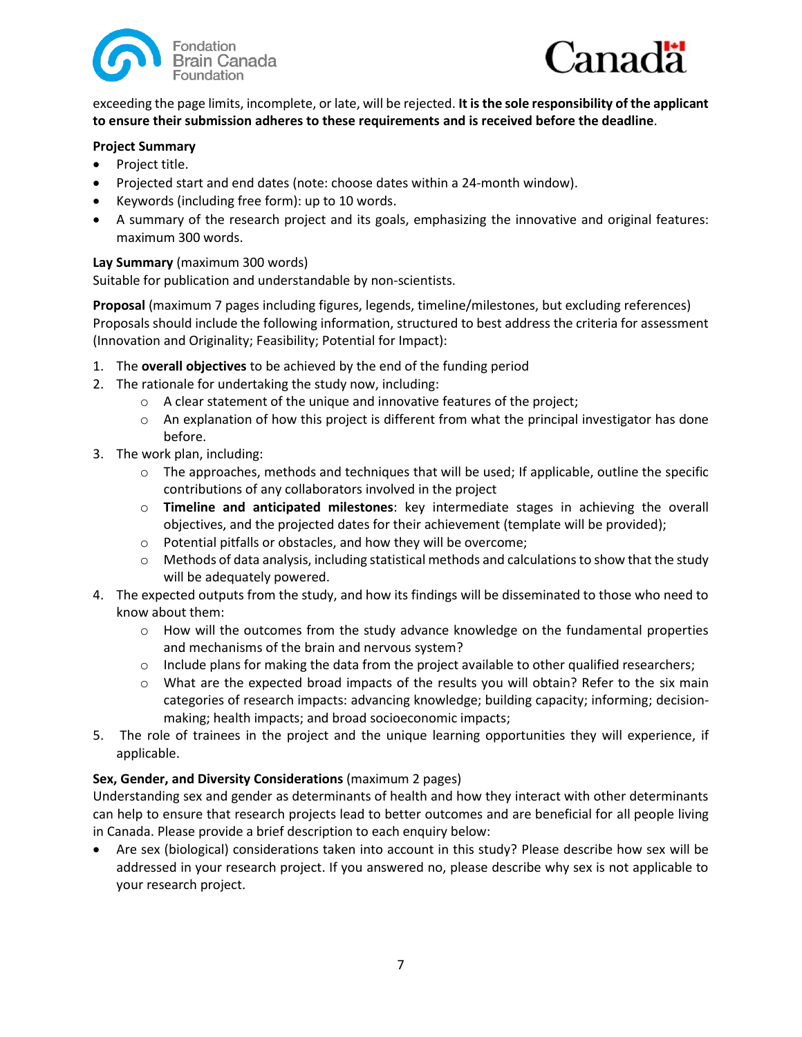exceeding the page limits, incomplete, or late, will be rejected. **It is the sole responsibility of the applicant to ensure their submission adheres to these requirements and is received before the deadline**.

**Project Summary**

- Project title.
- Projected start and end dates (note: choose dates within a 24-month window).
- Keywords (including free form): up to 10 words.
- A summary of the research project and its goals, emphasizing the innovative and original features: maximum 300 words.

**Lay Summary** (maximum 300 words)
Suitable for publication and understandable by non-scientists.

**Proposal** (maximum 7 pages including figures, legends, timeline/milestones, but excluding references)
Proposals should include the following information, structured to best address the criteria for assessment (Innovation and Originality; Feasibility; Potential for Impact):

1. The **overall objectives** to be achieved by the end of the funding period
2. The rationale for undertaking the study now, including:
   - A clear statement of the unique and innovative features of the project;
   - An explanation of how this project is different from what the principal investigator has done before.
3. The work plan, including:
   - The approaches, methods and techniques that will be used; If applicable, outline the specific contributions of any collaborators involved in the project
   - **Timeline and anticipated milestones**: key intermediate stages in achieving the overall objectives, and the projected dates for their achievement (template will be provided);
   - Potential pitfalls or obstacles, and how they will be overcome;
   - Methods of data analysis, including statistical methods and calculations to show that the study will be adequately powered.
4. The expected outputs from the study, and how its findings will be disseminated to those who need to know about them:
   - How will the outcomes from the study advance knowledge on the fundamental properties and mechanisms of the brain and nervous system?
   - Include plans for making the data from the project available to other qualified researchers;
   - What are the expected broad impacts of the results you will obtain? Refer to the six main categories of research impacts: advancing knowledge; building capacity; informing; decision-making; health impacts; and broad socioeconomic impacts;
5. The role of trainees in the project and the unique learning opportunities they will experience, if applicable.

**Sex, Gender, and Diversity Considerations** (maximum 2 pages)
Understanding sex and gender as determinants of health and how they interact with other determinants can help to ensure that research projects lead to better outcomes and are beneficial for all people living in Canada. Please provide a brief description to each enquiry below:

- Are sex (biological) considerations taken into account in this study? Please describe how sex will be addressed in your research project. If you answered no, please describe why sex is not applicable to your research project.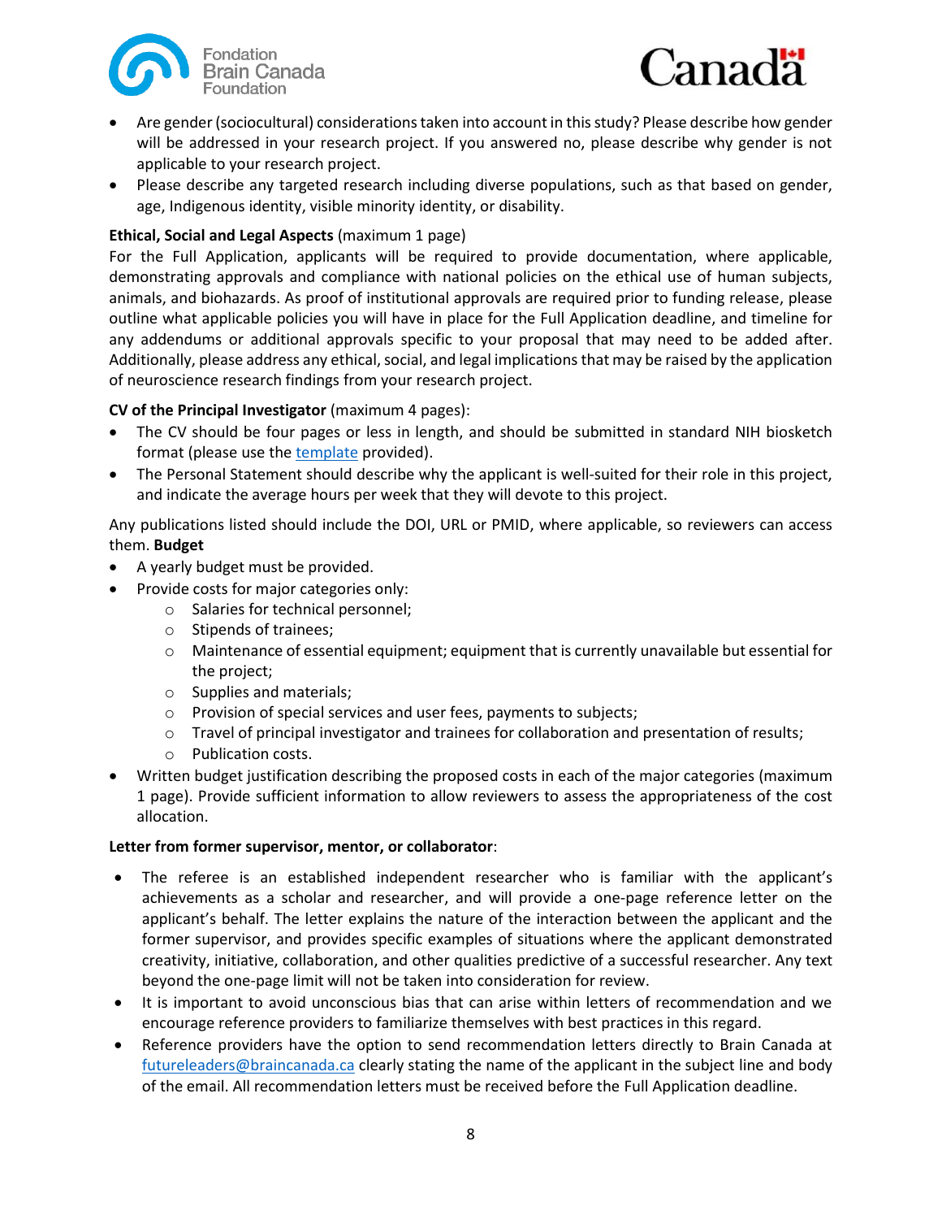- Are gender (sociocultural) considerations taken into account in this study? Please describe how gender will be addressed in your research project. If you answered no, please describe why gender is not applicable to your research project.
- Please describe any targeted research including diverse populations, such as that based on gender, age, Indigenous identity, visible minority identity, or disability.

**Ethical, Social and Legal Aspects** (maximum 1 page)

For the Full Application, applicants will be required to provide documentation, where applicable, demonstrating approvals and compliance with national policies on the ethical use of human subjects, animals, and biohazards. As proof of institutional approvals are required prior to funding release, please outline what applicable policies you will have in place for the Full Application deadline, and timeline for any addendums or additional approvals specific to your proposal that may need to be added after. Additionally, please address any ethical, social, and legal implications that may be raised by the application of neuroscience research findings from your research project.

**CV of the Principal Investigator** (maximum 4 pages):

- The CV should be four pages or less in length, and should be submitted in standard NIH biosketch format (please use the template provided).
- The Personal Statement should describe why the applicant is well-suited for their role in this project, and indicate the average hours per week that they will devote to this project.

Any publications listed should include the DOI, URL or PMID, where applicable, so reviewers can access them. **Budget**

- A yearly budget must be provided.
- Provide costs for major categories only:
  - Salaries for technical personnel;
  - Stipends of trainees;
  - Maintenance of essential equipment; equipment that is currently unavailable but essential for the project;
  - Supplies and materials;
  - Provision of special services and user fees, payments to subjects;
  - Travel of principal investigator and trainees for collaboration and presentation of results;
  - Publication costs.
- Written budget justification describing the proposed costs in each of the major categories (maximum 1 page). Provide sufficient information to allow reviewers to assess the appropriateness of the cost allocation.

**Letter from former supervisor, mentor, or collaborator**:

- The referee is an established independent researcher who is familiar with the applicant's achievements as a scholar and researcher, and will provide a one-page reference letter on the applicant's behalf. The letter explains the nature of the interaction between the applicant and the former supervisor, and provides specific examples of situations where the applicant demonstrated creativity, initiative, collaboration, and other qualities predictive of a successful researcher. Any text beyond the one-page limit will not be taken into consideration for review.
- It is important to avoid unconscious bias that can arise within letters of recommendation and we encourage reference providers to familiarize themselves with best practices in this regard.
- Reference providers have the option to send recommendation letters directly to Brain Canada at futureleaders@braincanada.ca clearly stating the name of the applicant in the subject line and body of the email. All recommendation letters must be received before the Full Application deadline.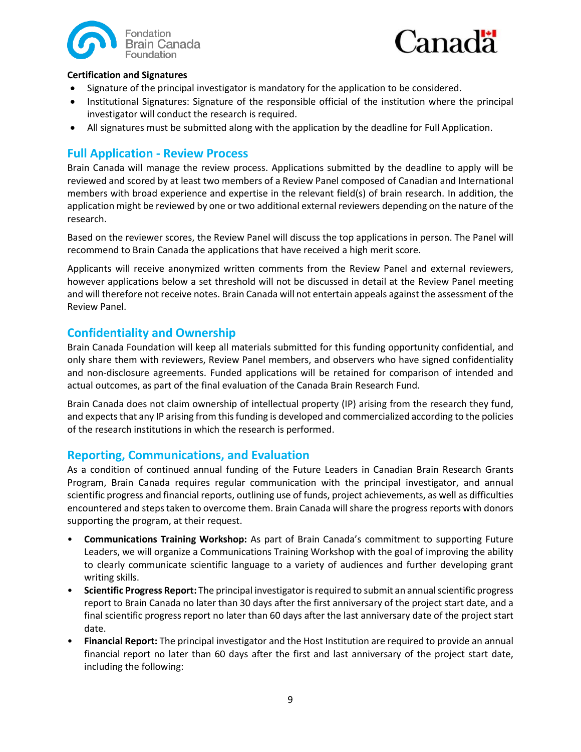**Certification and Signatures**

- Signature of the principal investigator is mandatory for the application to be considered.
- Institutional Signatures: Signature of the responsible official of the institution where the principal investigator will conduct the research is required.
- All signatures must be submitted along with the application by the deadline for Full Application.

## Full Application - Review Process

Brain Canada will manage the review process. Applications submitted by the deadline to apply will be reviewed and scored by at least two members of a Review Panel composed of Canadian and International members with broad experience and expertise in the relevant field(s) of brain research. In addition, the application might be reviewed by one or two additional external reviewers depending on the nature of the research.

Based on the reviewer scores, the Review Panel will discuss the top applications in person. The Panel will recommend to Brain Canada the applications that have received a high merit score.

Applicants will receive anonymized written comments from the Review Panel and external reviewers, however applications below a set threshold will not be discussed in detail at the Review Panel meeting and will therefore not receive notes. Brain Canada will not entertain appeals against the assessment of the Review Panel.

## Confidentiality and Ownership

Brain Canada Foundation will keep all materials submitted for this funding opportunity confidential, and only share them with reviewers, Review Panel members, and observers who have signed confidentiality and non-disclosure agreements. Funded applications will be retained for comparison of intended and actual outcomes, as part of the final evaluation of the Canada Brain Research Fund.

Brain Canada does not claim ownership of intellectual property (IP) arising from the research they fund, and expects that any IP arising from this funding is developed and commercialized according to the policies of the research institutions in which the research is performed.

## Reporting, Communications, and Evaluation

As a condition of continued annual funding of the Future Leaders in Canadian Brain Research Grants Program, Brain Canada requires regular communication with the principal investigator, and annual scientific progress and financial reports, outlining use of funds, project achievements, as well as difficulties encountered and steps taken to overcome them. Brain Canada will share the progress reports with donors supporting the program, at their request.

- **Communications Training Workshop:** As part of Brain Canada's commitment to supporting Future Leaders, we will organize a Communications Training Workshop with the goal of improving the ability to clearly communicate scientific language to a variety of audiences and further developing grant writing skills.
- **Scientific Progress Report:** The principal investigator is required to submit an annual scientific progress report to Brain Canada no later than 30 days after the first anniversary of the project start date, and a final scientific progress report no later than 60 days after the last anniversary date of the project start date.
- **Financial Report:** The principal investigator and the Host Institution are required to provide an annual financial report no later than 60 days after the first and last anniversary of the project start date, including the following: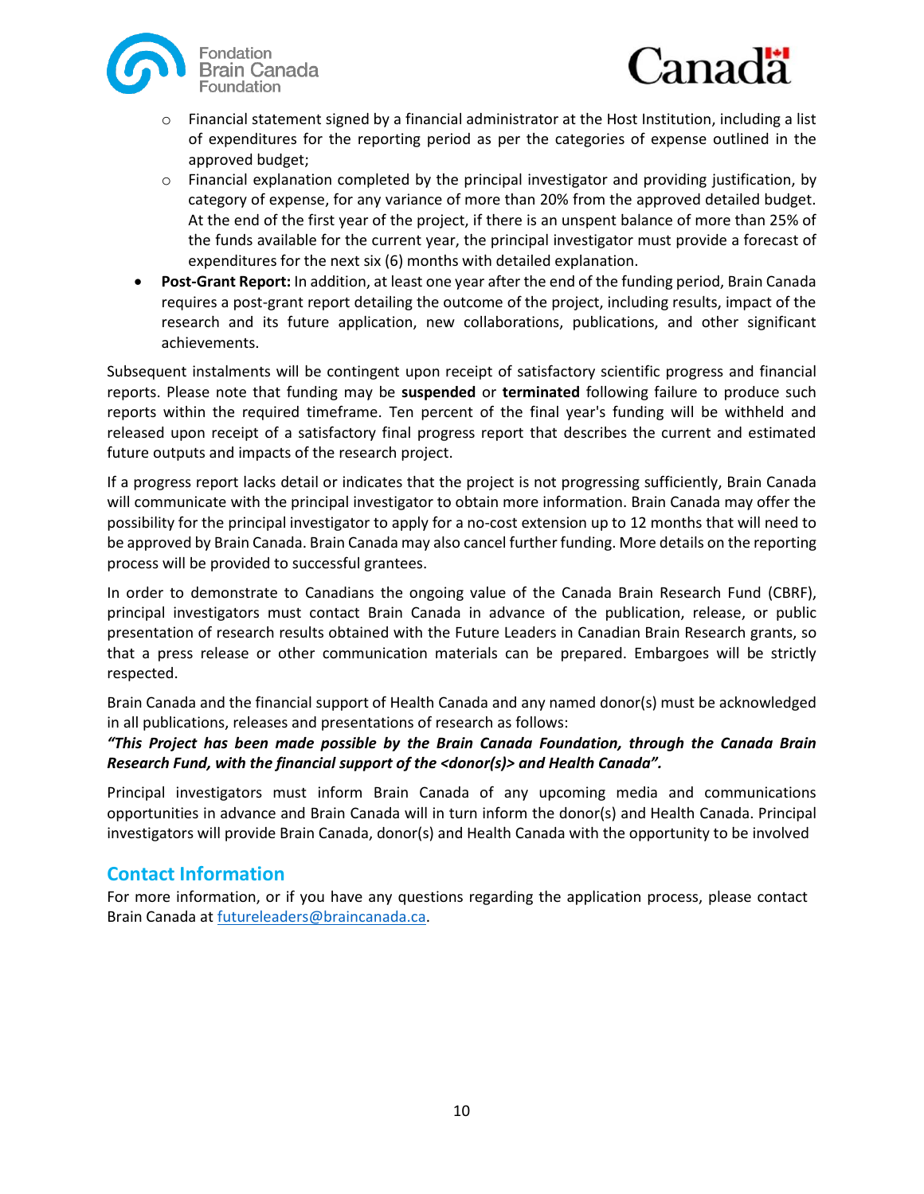- Financial statement signed by a financial administrator at the Host Institution, including a list of expenditures for the reporting period as per the categories of expense outlined in the approved budget;
    - Financial explanation completed by the principal investigator and providing justification, by category of expense, for any variance of more than 20% from the approved detailed budget. At the end of the first year of the project, if there is an unspent balance of more than 25% of the funds available for the current year, the principal investigator must provide a forecast of expenditures for the next six (6) months with detailed explanation.
- **Post-Grant Report:** In addition, at least one year after the end of the funding period, Brain Canada requires a post-grant report detailing the outcome of the project, including results, impact of the research and its future application, new collaborations, publications, and other significant achievements.

Subsequent instalments will be contingent upon receipt of satisfactory scientific progress and financial reports. Please note that funding may be **suspended** or **terminated** following failure to produce such reports within the required timeframe. Ten percent of the final year's funding will be withheld and released upon receipt of a satisfactory final progress report that describes the current and estimated future outputs and impacts of the research project.

If a progress report lacks detail or indicates that the project is not progressing sufficiently, Brain Canada will communicate with the principal investigator to obtain more information. Brain Canada may offer the possibility for the principal investigator to apply for a no-cost extension up to 12 months that will need to be approved by Brain Canada. Brain Canada may also cancel further funding. More details on the reporting process will be provided to successful grantees.

In order to demonstrate to Canadians the ongoing value of the Canada Brain Research Fund (CBRF), principal investigators must contact Brain Canada in advance of the publication, release, or public presentation of research results obtained with the Future Leaders in Canadian Brain Research grants, so that a press release or other communication materials can be prepared. Embargoes will be strictly respected.

Brain Canada and the financial support of Health Canada and any named donor(s) must be acknowledged in all publications, releases and presentations of research as follows:
***"This Project has been made possible by the Brain Canada Foundation, through the Canada Brain Research Fund, with the financial support of the <donor(s)> and Health Canada".***

Principal investigators must inform Brain Canada of any upcoming media and communications opportunities in advance and Brain Canada will in turn inform the donor(s) and Health Canada. Principal investigators will provide Brain Canada, donor(s) and Health Canada with the opportunity to be involved

## Contact Information

For more information, or if you have any questions regarding the application process, please contact Brain Canada at futureleaders@braincanada.ca.